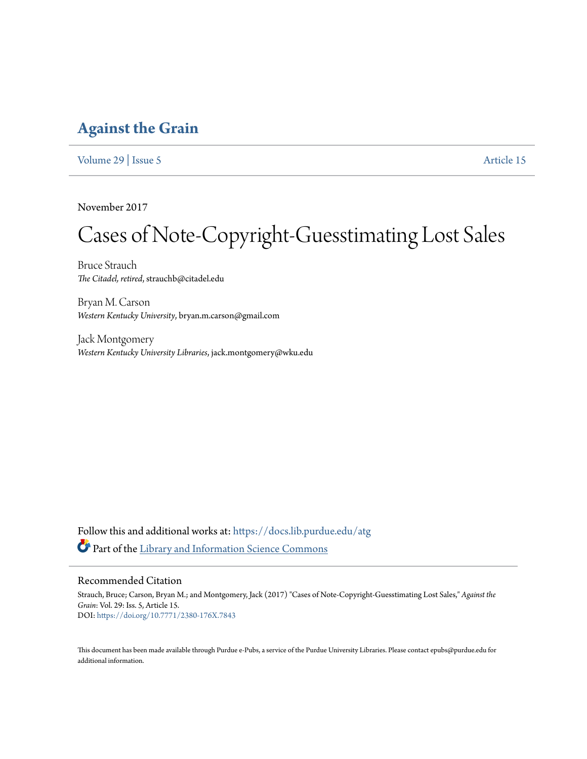# Against the Grain

Volume 29 | Issue 5 Article 15

November 2017

# Cases of Note-Copyright-Guesstimating Lost Sales

Bruce Strauch
*The Citadel, retired*, strauchb@citadel.edu

Bryan M. Carson
*Western Kentucky University*, bryan.m.carson@gmail.com

Jack Montgomery
*Western Kentucky University Libraries*, jack.montgomery@wku.edu

Follow this and additional works at: https://docs.lib.purdue.edu/atg

Part of the Library and Information Science Commons

## Recommended Citation

Strauch, Bruce; Carson, Bryan M.; and Montgomery, Jack (2017) "Cases of Note-Copyright-Guesstimating Lost Sales," *Against the Grain*: Vol. 29: Iss. 5, Article 15.
DOI: https://doi.org/10.7771/2380-176X.7843

This document has been made available through Purdue e-Pubs, a service of the Purdue University Libraries. Please contact epubs@purdue.edu for additional information.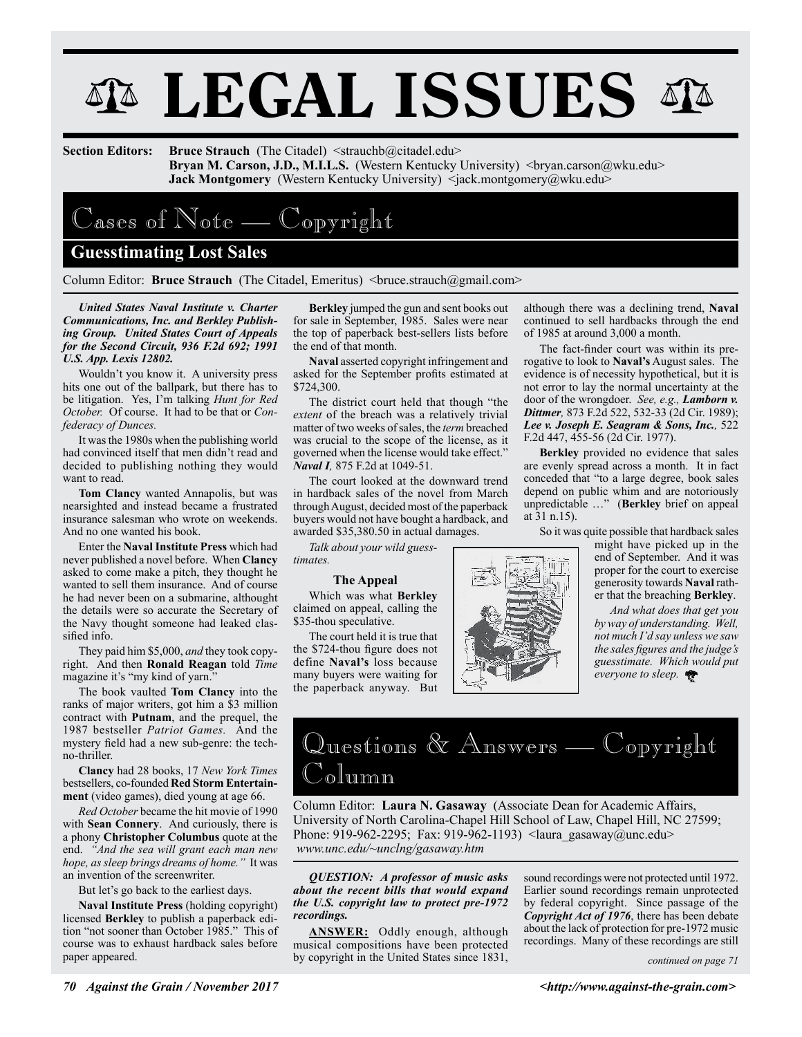# LEGAL ISSUES

**Section Editors:** **Bruce Strauch** (The Citadel) <strauchb@citadel.edu>
**Bryan M. Carson, J.D., M.I.L.S.** (Western Kentucky University) <bryan.carson@wku.edu>
**Jack Montgomery** (Western Kentucky University) <jack.montgomery@wku.edu>

## Cases of Note — Copyright

### Guesstimating Lost Sales

Column Editor: **Bruce Strauch** (The Citadel, Emeritus) <bruce.strauch@gmail.com>

***United States Naval Institute v. Charter Communications, Inc. and Berkley Publishing Group. United States Court of Appeals for the Second Circuit, 936 F.2d 692; 1991 U.S. App. Lexis 12802.***

Wouldn't you know it. A university press hits one out of the ballpark, but there has to be litigation. Yes, I'm talking *Hunt for Red October.* Of course. It had to be that or *Confederacy of Dunces.*

It was the 1980s when the publishing world had convinced itself that men didn't read and decided to publishing nothing they would want to read.

**Tom Clancy** wanted Annapolis, but was nearsighted and instead became a frustrated insurance salesman who wrote on weekends. And no one wanted his book.

Enter the **Naval Institute Press** which had never published a novel before. When **Clancy** asked to come make a pitch, they thought he wanted to sell them insurance. And of course he had never been on a submarine, althought the details were so accurate the Secretary of the Navy thought someone had leaked classified info.

They paid him $5,000, *and* they took copyright. And then **Ronald Reagan** told *Time* magazine it's "my kind of yarn."

The book vaulted **Tom Clancy** into the ranks of major writers, got him a $3 million contract with **Putnam**, and the prequel, the 1987 bestseller *Patriot Games.* And the mystery field had a new sub-genre: the techno-thriller.

**Clancy** had 28 books, 17 *New York Times* bestsellers, co-founded **Red Storm Entertainment** (video games), died young at age 66.

*Red October* became the hit movie of 1990 with **Sean Connery**. And curiously, there is a phony **Christopher Columbus** quote at the end. *"And the sea will grant each man new hope, as sleep brings dreams of home."* It was an invention of the screenwriter.

But let's go back to the earliest days.

**Naval Institute Press** (holding copyright) licensed **Berkley** to publish a paperback edition "not sooner than October 1985." This of course was to exhaust hardback sales before paper appeared.

**Berkley** jumped the gun and sent books out for sale in September, 1985. Sales were near the top of paperback best-sellers lists before the end of that month.

**Naval** asserted copyright infringement and asked for the September profits estimated at $724,300.

The district court held that though "the *extent* of the breach was a relatively trivial matter of two weeks of sales, the *term* breached was crucial to the scope of the license, as it governed when the license would take effect." ***Naval I,*** 875 F.2d at 1049-51.

The court looked at the downward trend in hardback sales of the novel from March through August, decided most of the paperback buyers would not have bought a hardback, and awarded $35,380.50 in actual damages.

*Talk about your wild guesstimates.*

#### The Appeal

Which was what **Berkley** claimed on appeal, calling the $35-thou speculative.

The court held it is true that the $724-thou figure does not define **Naval's** loss because many buyers were waiting for the paperback anyway. But although there was a declining trend, **Naval** continued to sell hardbacks through the end of 1985 at around 3,000 a month.

The fact-finder court was within its prerogative to look to **Naval's** August sales. The evidence is of necessity hypothetical, but it is not error to lay the normal uncertainty at the door of the wrongdoer. *See, e.g., **Lamborn v. Dittmer**,* 873 F.2d 522, 532-33 (2d Cir. 1989); ***Lee v. Joseph E. Seagram & Sons, Inc.**,* 522 F.2d 447, 455-56 (2d Cir. 1977).

**Berkley** provided no evidence that sales are evenly spread across a month. It in fact conceded that "to a large degree, book sales depend on public whim and are notoriously unpredictable …" (**Berkley** brief on appeal at 31 n.15).

So it was quite possible that hardback sales might have picked up in the end of September. And it was proper for the court to exercise generosity towards **Naval** rather that the breaching **Berkley**.

*And what does that get you by way of understanding. Well, not much I'd say unless we saw the sales figures and the judge's guesstimate. Which would put everyone to sleep.*

## Questions & Answers — Copyright Column

Column Editor: **Laura N. Gasaway** (Associate Dean for Academic Affairs, University of North Carolina-Chapel Hill School of Law, Chapel Hill, NC 27599; Phone: 919-962-2295; Fax: 919-962-1193) <laura_gasaway@unc.edu> *www.unc.edu/~unclng/gasaway.htm*

***QUESTION: A professor of music asks about the recent bills that would expand the U.S. copyright law to protect pre-1972 recordings.***

**ANSWER:** Oddly enough, although musical compositions have been protected by copyright in the United States since 1831, sound recordings were not protected until 1972. Earlier sound recordings remain unprotected by federal copyright. Since passage of the ***Copyright Act of 1976***, there has been debate about the lack of protection for pre-1972 music recordings. Many of these recordings are still

*continued on page 71*